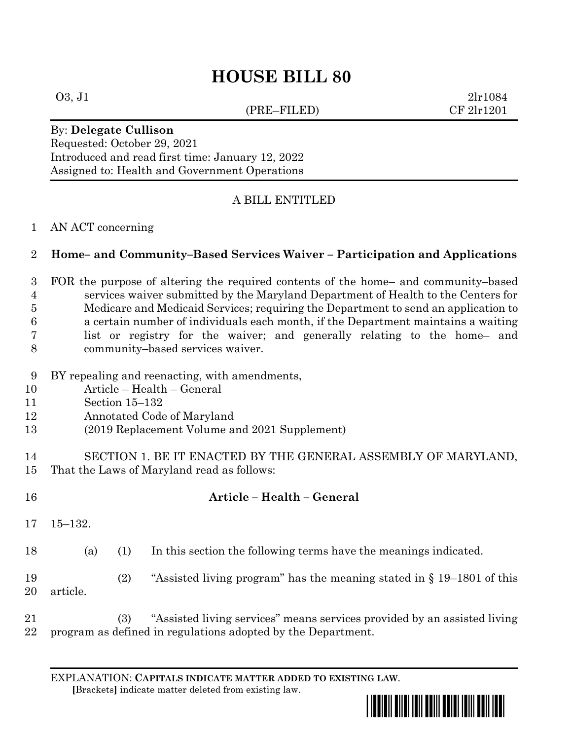# HOUSE BILL 80

O3, J1 2lr1084
(PRE–FILED) CF 2lr1201

By: **Delegate Cullison**
Requested: October 29, 2021
Introduced and read first time: January 12, 2022
Assigned to: Health and Government Operations

A BILL ENTITLED

AN ACT concerning

**Home– and Community–Based Services Waiver – Participation and Applications**

FOR the purpose of altering the required contents of the home– and community–based services waiver submitted by the Maryland Department of Health to the Centers for Medicare and Medicaid Services; requiring the Department to send an application to a certain number of individuals each month, if the Department maintains a waiting list or registry for the waiver; and generally relating to the home– and community–based services waiver.

BY repealing and reenacting, with amendments,
Article – Health – General
Section 15–132
Annotated Code of Maryland
(2019 Replacement Volume and 2021 Supplement)

SECTION 1. BE IT ENACTED BY THE GENERAL ASSEMBLY OF MARYLAND, That the Laws of Maryland read as follows:

**Article – Health – General**

15–132.

(a) (1) In this section the following terms have the meanings indicated.

(2) "Assisted living program" has the meaning stated in § 19–1801 of this article.

(3) "Assisted living services" means services provided by an assisted living program as defined in regulations adopted by the Department.

EXPLANATION: **CAPITALS INDICATE MATTER ADDED TO EXISTING LAW**.
**[**Brackets**]** indicate matter deleted from existing law.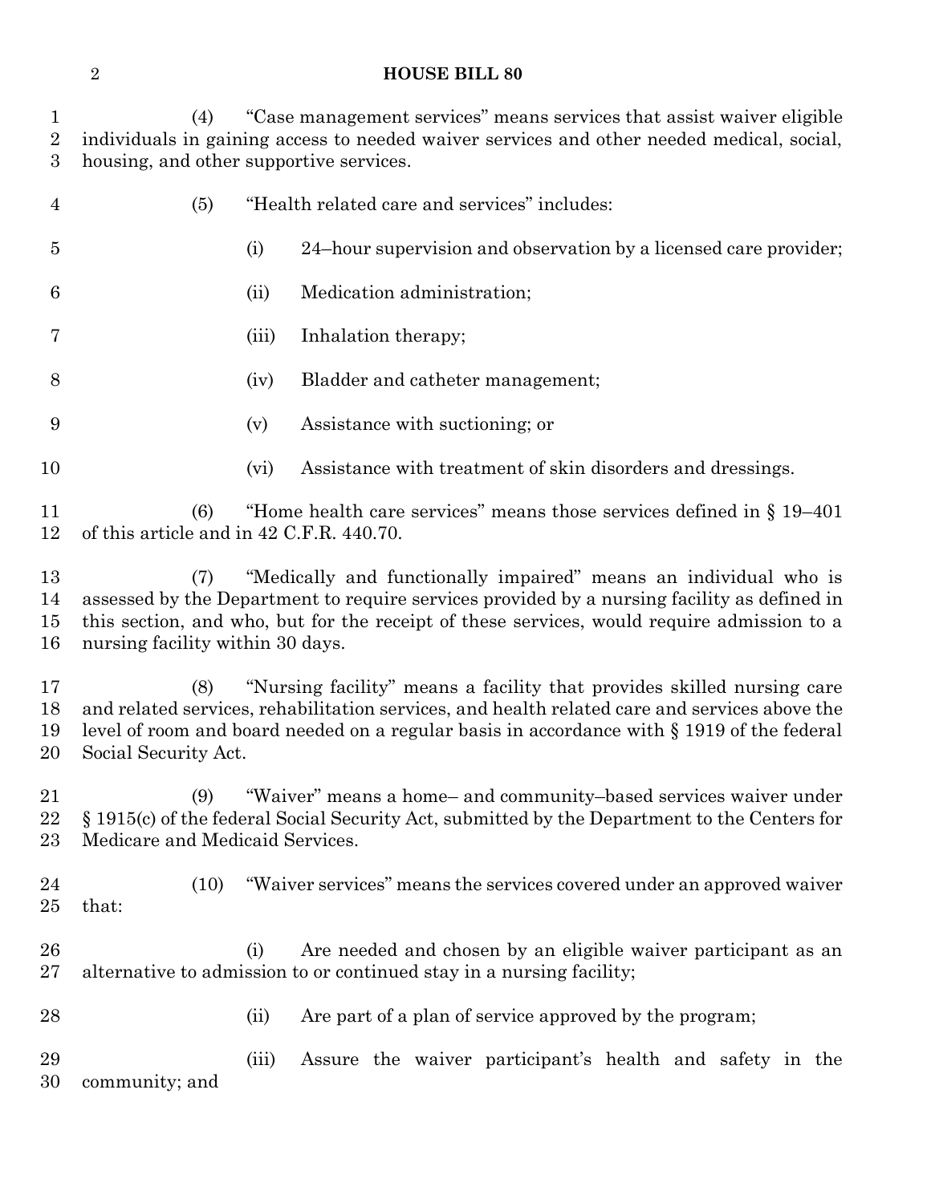(4) "Case management services" means services that assist waiver eligible individuals in gaining access to needed waiver services and other needed medical, social, housing, and other supportive services.

(5) "Health related care and services" includes:

(i) 24–hour supervision and observation by a licensed care provider;

(ii) Medication administration;

(iii) Inhalation therapy;

(iv) Bladder and catheter management;

(v) Assistance with suctioning; or

(vi) Assistance with treatment of skin disorders and dressings.

(6) "Home health care services" means those services defined in § 19–401 of this article and in 42 C.F.R. 440.70.

(7) "Medically and functionally impaired" means an individual who is assessed by the Department to require services provided by a nursing facility as defined in this section, and who, but for the receipt of these services, would require admission to a nursing facility within 30 days.

(8) "Nursing facility" means a facility that provides skilled nursing care and related services, rehabilitation services, and health related care and services above the level of room and board needed on a regular basis in accordance with § 1919 of the federal Social Security Act.

(9) "Waiver" means a home– and community–based services waiver under § 1915(c) of the federal Social Security Act, submitted by the Department to the Centers for Medicare and Medicaid Services.

(10) "Waiver services" means the services covered under an approved waiver that:

(i) Are needed and chosen by an eligible waiver participant as an alternative to admission to or continued stay in a nursing facility;

(ii) Are part of a plan of service approved by the program;

(iii) Assure the waiver participant's health and safety in the community; and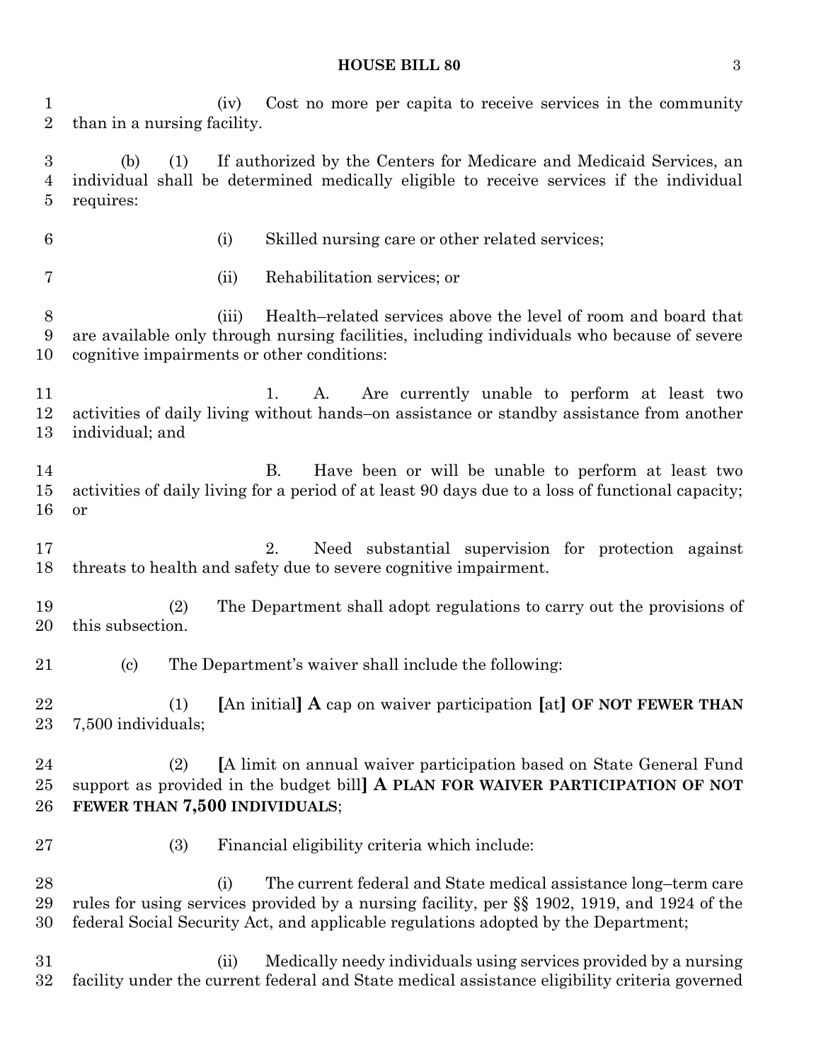(iv) Cost no more per capita to receive services in the community than in a nursing facility.

(b) (1) If authorized by the Centers for Medicare and Medicaid Services, an individual shall be determined medically eligible to receive services if the individual requires:

(i) Skilled nursing care or other related services;

(ii) Rehabilitation services; or

(iii) Health–related services above the level of room and board that are available only through nursing facilities, including individuals who because of severe cognitive impairments or other conditions:

1. A. Are currently unable to perform at least two activities of daily living without hands–on assistance or standby assistance from another individual; and

B. Have been or will be unable to perform at least two activities of daily living for a period of at least 90 days due to a loss of functional capacity; or

2. Need substantial supervision for protection against threats to health and safety due to severe cognitive impairment.

(2) The Department shall adopt regulations to carry out the provisions of this subsection.

(c) The Department's waiver shall include the following:

(1) **[**An initial**]** **A** cap on waiver participation **[**at**]** **OF NOT FEWER THAN** 7,500 individuals;

(2) **[**A limit on annual waiver participation based on State General Fund support as provided in the budget bill**]** **A PLAN FOR WAIVER PARTICIPATION OF NOT FEWER THAN 7,500 INDIVIDUALS**;

(3) Financial eligibility criteria which include:

(i) The current federal and State medical assistance long–term care rules for using services provided by a nursing facility, per §§ 1902, 1919, and 1924 of the federal Social Security Act, and applicable regulations adopted by the Department;

(ii) Medically needy individuals using services provided by a nursing facility under the current federal and State medical assistance eligibility criteria governed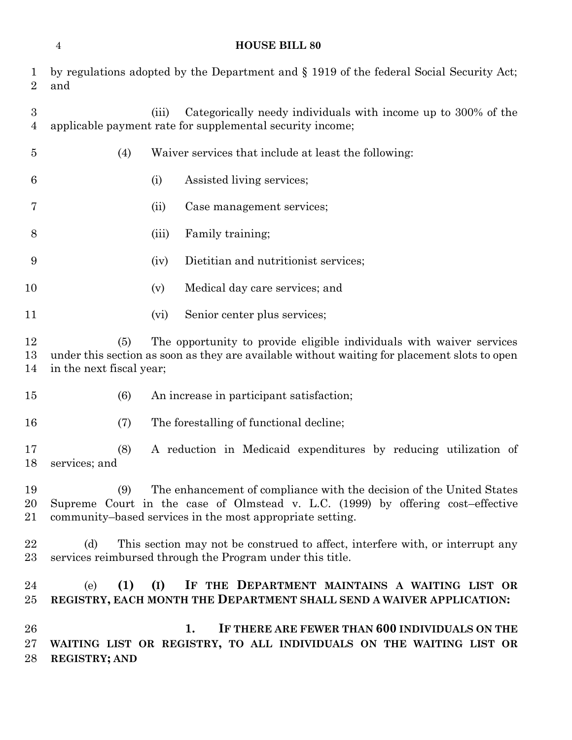by regulations adopted by the Department and § 1919 of the federal Social Security Act; and

(iii) Categorically needy individuals with income up to 300% of the applicable payment rate for supplemental security income;

(4) Waiver services that include at least the following:

(i) Assisted living services;

(ii) Case management services;

(iii) Family training;

(iv) Dietitian and nutritionist services;

(v) Medical day care services; and

(vi) Senior center plus services;

(5) The opportunity to provide eligible individuals with waiver services under this section as soon as they are available without waiting for placement slots to open in the next fiscal year;

(6) An increase in participant satisfaction;

(7) The forestalling of functional decline;

(8) A reduction in Medicaid expenditures by reducing utilization of services; and

(9) The enhancement of compliance with the decision of the United States Supreme Court in the case of Olmstead v. L.C. (1999) by offering cost–effective community–based services in the most appropriate setting.

(d) This section may not be construed to affect, interfere with, or interrupt any services reimbursed through the Program under this title.

(e) **(1) (I) IF THE DEPARTMENT MAINTAINS A WAITING LIST OR REGISTRY, EACH MONTH THE DEPARTMENT SHALL SEND A WAIVER APPLICATION:**

**1. IF THERE ARE FEWER THAN 600 INDIVIDUALS ON THE WAITING LIST OR REGISTRY, TO ALL INDIVIDUALS ON THE WAITING LIST OR REGISTRY; AND**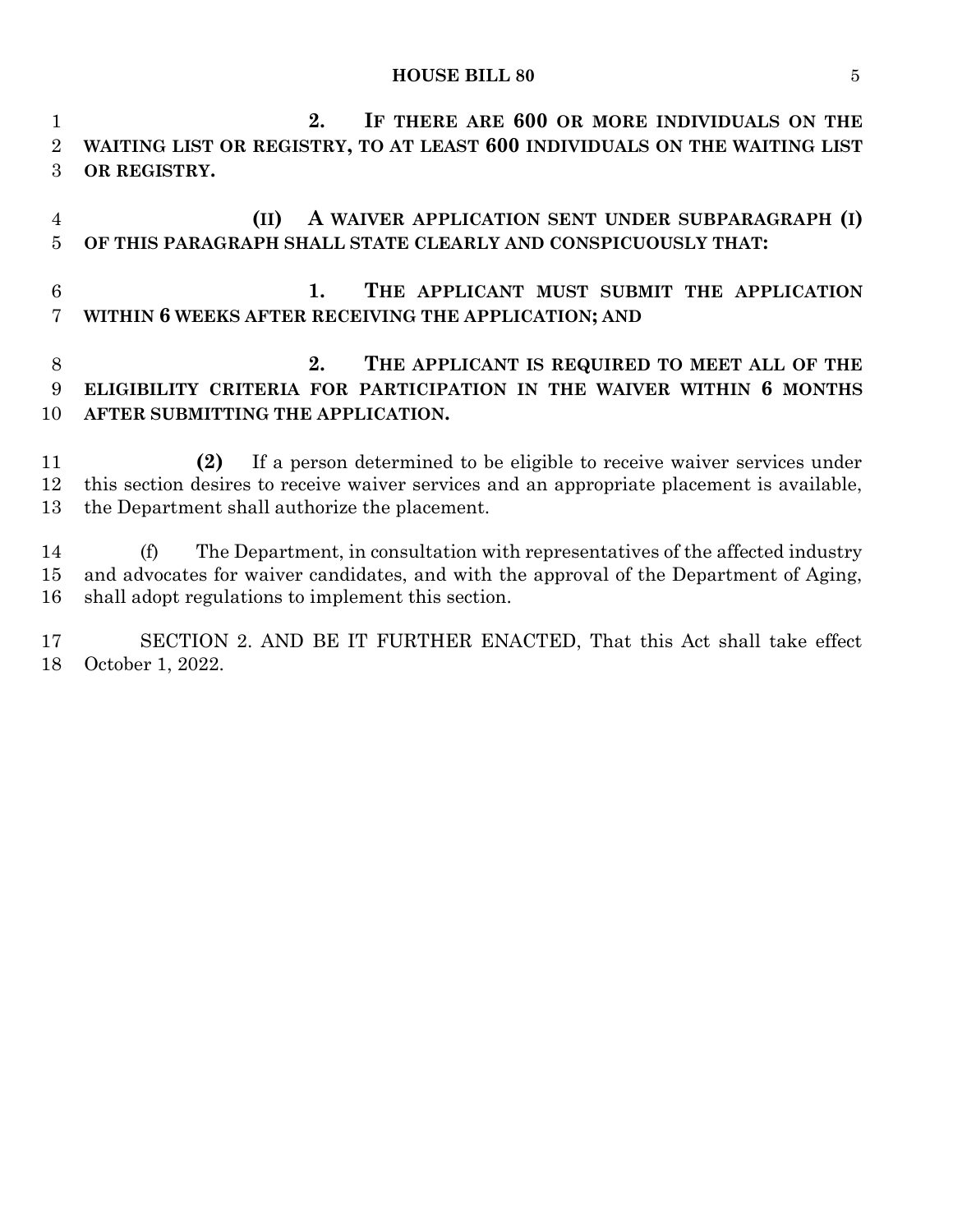**2. IF THERE ARE 600 OR MORE INDIVIDUALS ON THE WAITING LIST OR REGISTRY, TO AT LEAST 600 INDIVIDUALS ON THE WAITING LIST OR REGISTRY.**

**(II) A WAIVER APPLICATION SENT UNDER SUBPARAGRAPH (I) OF THIS PARAGRAPH SHALL STATE CLEARLY AND CONSPICUOUSLY THAT:**

**1. THE APPLICANT MUST SUBMIT THE APPLICATION WITHIN 6 WEEKS AFTER RECEIVING THE APPLICATION; AND**

**2. THE APPLICANT IS REQUIRED TO MEET ALL OF THE ELIGIBILITY CRITERIA FOR PARTICIPATION IN THE WAIVER WITHIN 6 MONTHS AFTER SUBMITTING THE APPLICATION.**

**(2)** If a person determined to be eligible to receive waiver services under this section desires to receive waiver services and an appropriate placement is available, the Department shall authorize the placement.

(f) The Department, in consultation with representatives of the affected industry and advocates for waiver candidates, and with the approval of the Department of Aging, shall adopt regulations to implement this section.

SECTION 2. AND BE IT FURTHER ENACTED, That this Act shall take effect October 1, 2022.